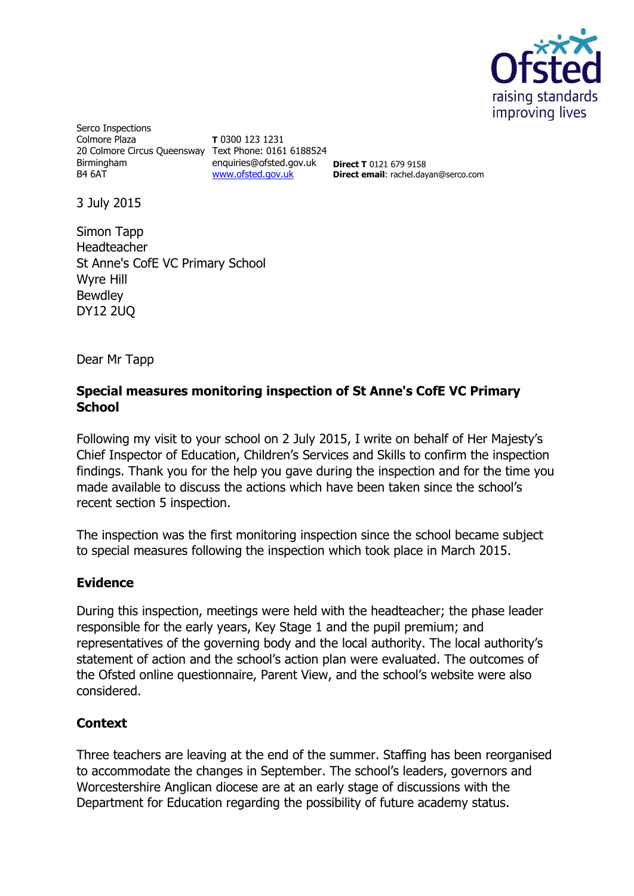Ofsted
raising standards
improving lives

Serco Inspections
Colmore Plaza
20 Colmore Circus Queensway
Birmingham
B4 6AT

**T** 0300 123 1231
Text Phone: 0161 6188524
enquiries@ofsted.gov.uk
www.ofsted.gov.uk

**Direct T** 0121 679 9158
**Direct email**: rachel.dayan@serco.com

3 July 2015

Simon Tapp
Headteacher
St Anne's CofE VC Primary School
Wyre Hill
Bewdley
DY12 2UQ

Dear Mr Tapp

**Special measures monitoring inspection of St Anne's CofE VC Primary School**

Following my visit to your school on 2 July 2015, I write on behalf of Her Majesty's Chief Inspector of Education, Children's Services and Skills to confirm the inspection findings. Thank you for the help you gave during the inspection and for the time you made available to discuss the actions which have been taken since the school's recent section 5 inspection.

The inspection was the first monitoring inspection since the school became subject to special measures following the inspection which took place in March 2015.

## Evidence

During this inspection, meetings were held with the headteacher; the phase leader responsible for the early years, Key Stage 1 and the pupil premium; and representatives of the governing body and the local authority. The local authority's statement of action and the school's action plan were evaluated. The outcomes of the Ofsted online questionnaire, Parent View, and the school's website were also considered.

## Context

Three teachers are leaving at the end of the summer. Staffing has been reorganised to accommodate the changes in September. The school's leaders, governors and Worcestershire Anglican diocese are at an early stage of discussions with the Department for Education regarding the possibility of future academy status.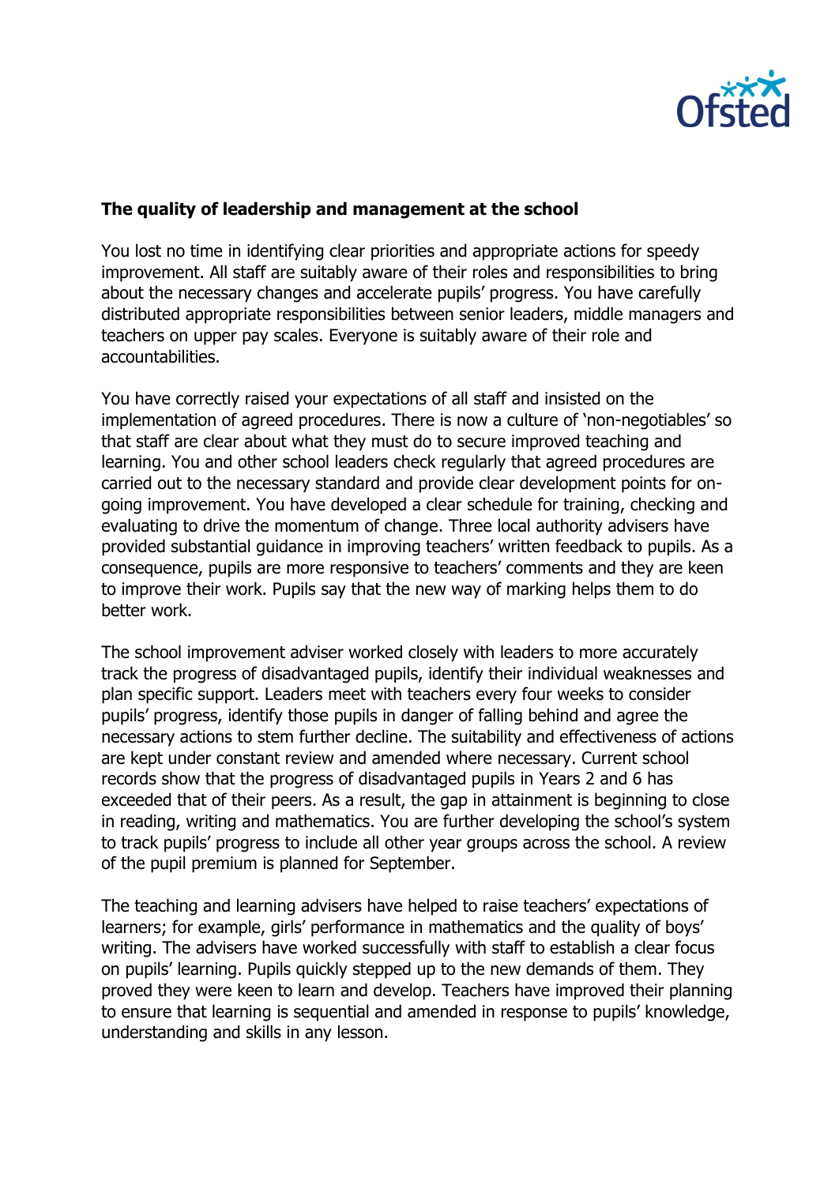**The quality of leadership and management at the school**

You lost no time in identifying clear priorities and appropriate actions for speedy improvement. All staff are suitably aware of their roles and responsibilities to bring about the necessary changes and accelerate pupils' progress. You have carefully distributed appropriate responsibilities between senior leaders, middle managers and teachers on upper pay scales. Everyone is suitably aware of their role and accountabilities.

You have correctly raised your expectations of all staff and insisted on the implementation of agreed procedures. There is now a culture of 'non-negotiables' so that staff are clear about what they must do to secure improved teaching and learning. You and other school leaders check regularly that agreed procedures are carried out to the necessary standard and provide clear development points for on-going improvement. You have developed a clear schedule for training, checking and evaluating to drive the momentum of change. Three local authority advisers have provided substantial guidance in improving teachers' written feedback to pupils. As a consequence, pupils are more responsive to teachers' comments and they are keen to improve their work. Pupils say that the new way of marking helps them to do better work.

The school improvement adviser worked closely with leaders to more accurately track the progress of disadvantaged pupils, identify their individual weaknesses and plan specific support. Leaders meet with teachers every four weeks to consider pupils' progress, identify those pupils in danger of falling behind and agree the necessary actions to stem further decline. The suitability and effectiveness of actions are kept under constant review and amended where necessary. Current school records show that the progress of disadvantaged pupils in Years 2 and 6 has exceeded that of their peers. As a result, the gap in attainment is beginning to close in reading, writing and mathematics. You are further developing the school's system to track pupils' progress to include all other year groups across the school. A review of the pupil premium is planned for September.

The teaching and learning advisers have helped to raise teachers' expectations of learners; for example, girls' performance in mathematics and the quality of boys' writing. The advisers have worked successfully with staff to establish a clear focus on pupils' learning. Pupils quickly stepped up to the new demands of them. They proved they were keen to learn and develop. Teachers have improved their planning to ensure that learning is sequential and amended in response to pupils' knowledge, understanding and skills in any lesson.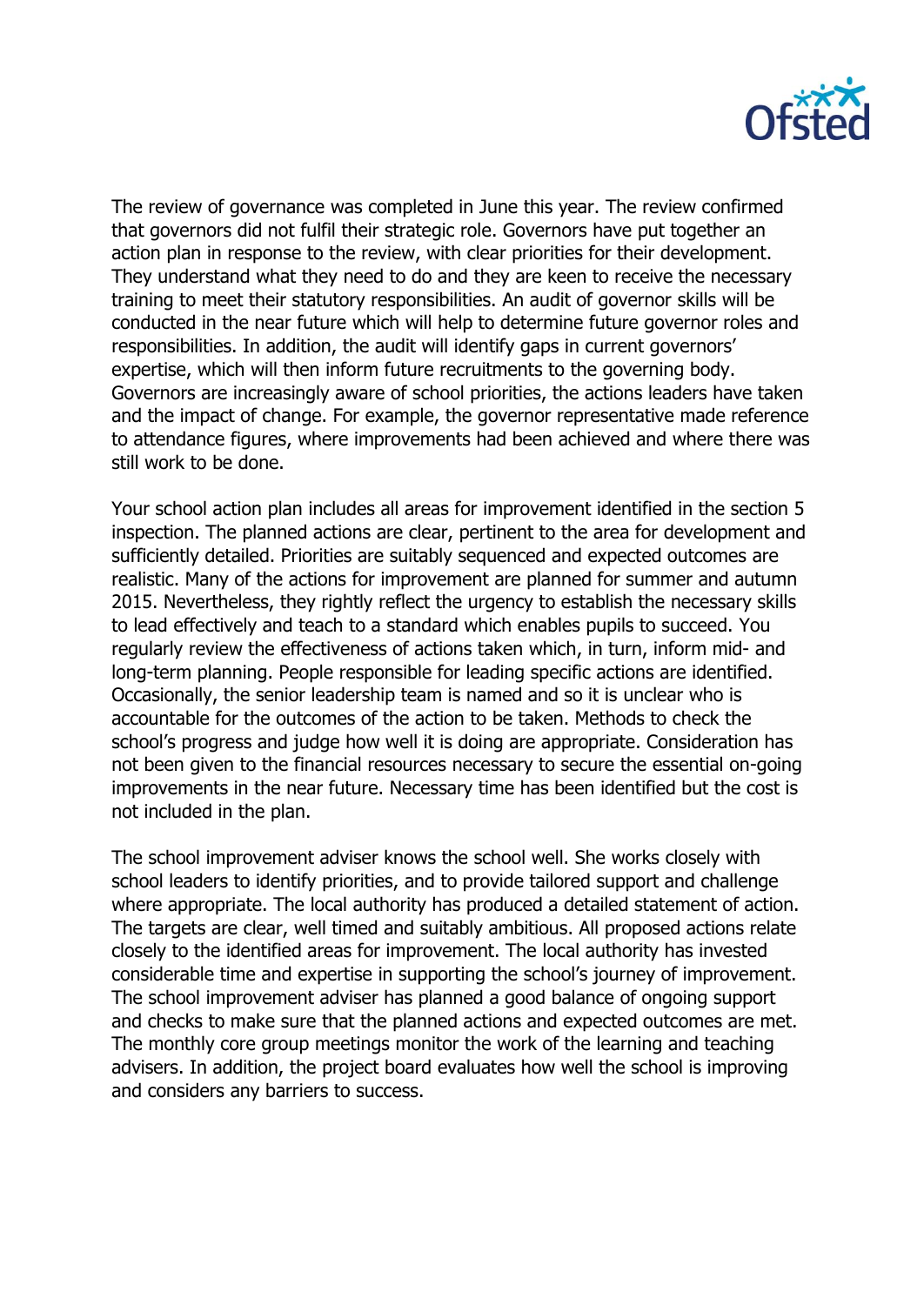The review of governance was completed in June this year. The review confirmed that governors did not fulfil their strategic role. Governors have put together an action plan in response to the review, with clear priorities for their development. They understand what they need to do and they are keen to receive the necessary training to meet their statutory responsibilities. An audit of governor skills will be conducted in the near future which will help to determine future governor roles and responsibilities. In addition, the audit will identify gaps in current governors' expertise, which will then inform future recruitments to the governing body. Governors are increasingly aware of school priorities, the actions leaders have taken and the impact of change. For example, the governor representative made reference to attendance figures, where improvements had been achieved and where there was still work to be done.

Your school action plan includes all areas for improvement identified in the section 5 inspection. The planned actions are clear, pertinent to the area for development and sufficiently detailed. Priorities are suitably sequenced and expected outcomes are realistic. Many of the actions for improvement are planned for summer and autumn 2015. Nevertheless, they rightly reflect the urgency to establish the necessary skills to lead effectively and teach to a standard which enables pupils to succeed. You regularly review the effectiveness of actions taken which, in turn, inform mid- and long-term planning. People responsible for leading specific actions are identified. Occasionally, the senior leadership team is named and so it is unclear who is accountable for the outcomes of the action to be taken. Methods to check the school's progress and judge how well it is doing are appropriate. Consideration has not been given to the financial resources necessary to secure the essential on-going improvements in the near future. Necessary time has been identified but the cost is not included in the plan.

The school improvement adviser knows the school well. She works closely with school leaders to identify priorities, and to provide tailored support and challenge where appropriate. The local authority has produced a detailed statement of action. The targets are clear, well timed and suitably ambitious. All proposed actions relate closely to the identified areas for improvement. The local authority has invested considerable time and expertise in supporting the school's journey of improvement. The school improvement adviser has planned a good balance of ongoing support and checks to make sure that the planned actions and expected outcomes are met. The monthly core group meetings monitor the work of the learning and teaching advisers. In addition, the project board evaluates how well the school is improving and considers any barriers to success.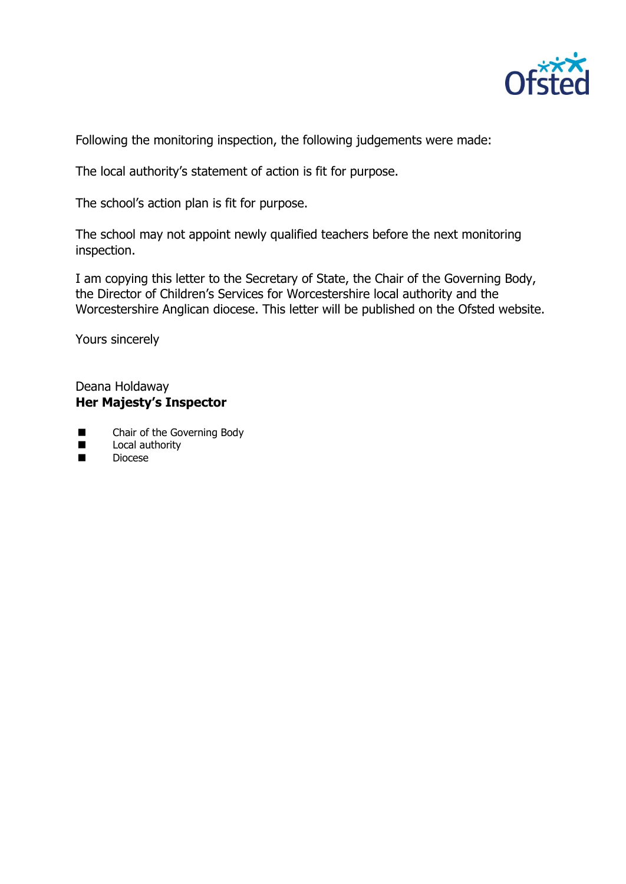Following the monitoring inspection, the following judgements were made:

The local authority's statement of action is fit for purpose.

The school's action plan is fit for purpose.

The school may not appoint newly qualified teachers before the next monitoring inspection.

I am copying this letter to the Secretary of State, the Chair of the Governing Body, the Director of Children's Services for Worcestershire local authority and the Worcestershire Anglican diocese. This letter will be published on the Ofsted website.

Yours sincerely

Deana Holdaway
**Her Majesty's Inspector**

- Chair of the Governing Body
- Local authority
- Diocese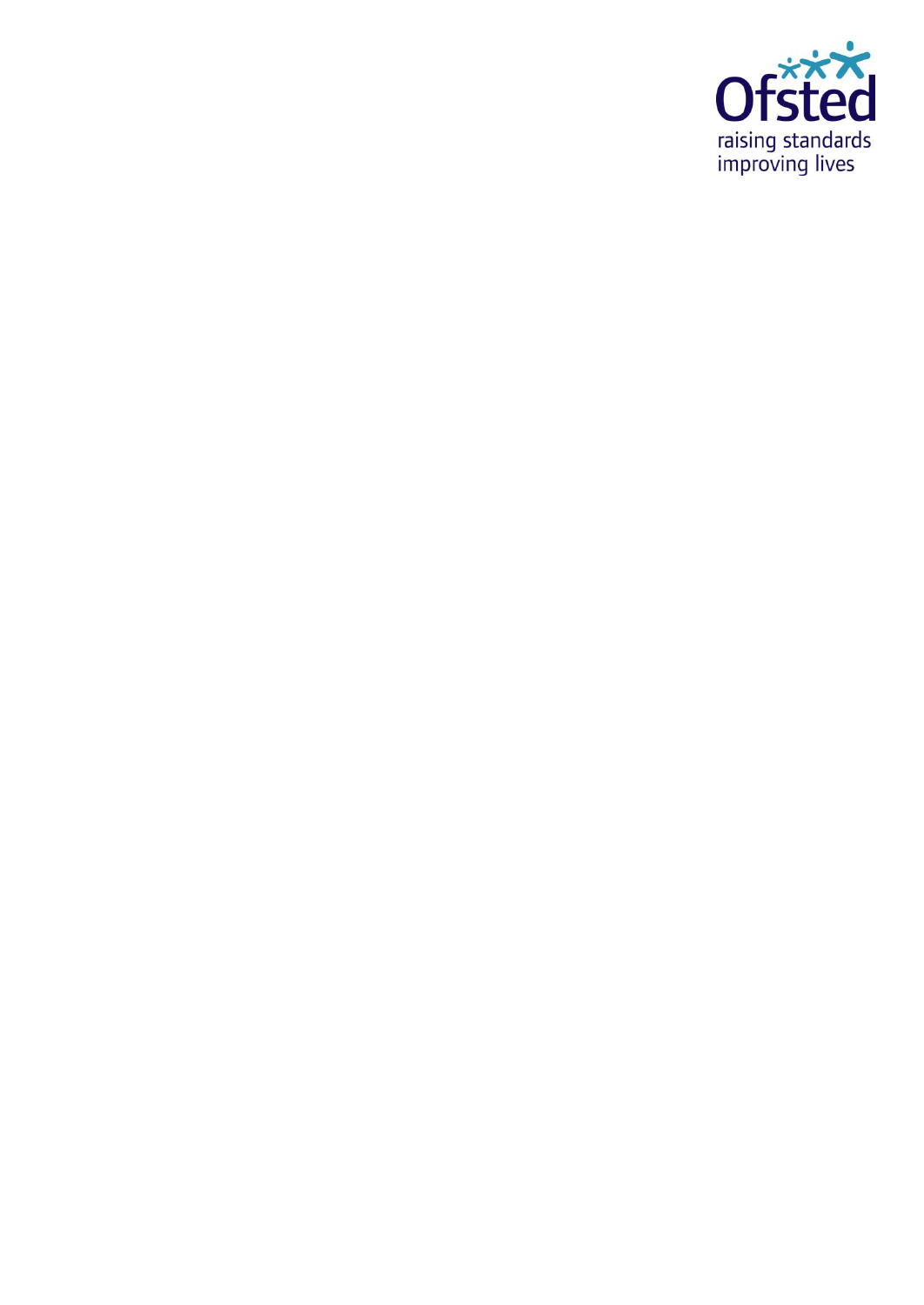Ofsted

raising standards
improving lives